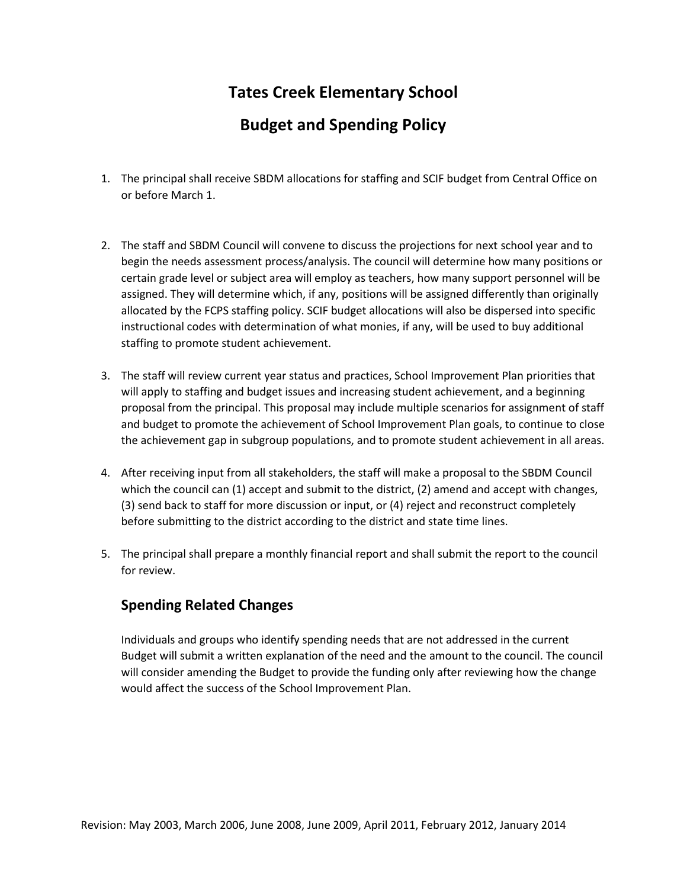# Tates Creek Elementary School

# Budget and Spending Policy

1. The principal shall receive SBDM allocations for staffing and SCIF budget from Central Office on or before March 1.

2. The staff and SBDM Council will convene to discuss the projections for next school year and to begin the needs assessment process/analysis. The council will determine how many positions or certain grade level or subject area will employ as teachers, how many support personnel will be assigned. They will determine which, if any, positions will be assigned differently than originally allocated by the FCPS staffing policy. SCIF budget allocations will also be dispersed into specific instructional codes with determination of what monies, if any, will be used to buy additional staffing to promote student achievement.

3. The staff will review current year status and practices, School Improvement Plan priorities that will apply to staffing and budget issues and increasing student achievement, and a beginning proposal from the principal. This proposal may include multiple scenarios for assignment of staff and budget to promote the achievement of School Improvement Plan goals, to continue to close the achievement gap in subgroup populations, and to promote student achievement in all areas.

4. After receiving input from all stakeholders, the staff will make a proposal to the SBDM Council which the council can (1) accept and submit to the district, (2) amend and accept with changes, (3) send back to staff for more discussion or input, or (4) reject and reconstruct completely before submitting to the district according to the district and state time lines.

5. The principal shall prepare a monthly financial report and shall submit the report to the council for review.

## Spending Related Changes

Individuals and groups who identify spending needs that are not addressed in the current Budget will submit a written explanation of the need and the amount to the council. The council will consider amending the Budget to provide the funding only after reviewing how the change would affect the success of the School Improvement Plan.

Revision: May 2003, March 2006, June 2008, June 2009, April 2011, February 2012, January 2014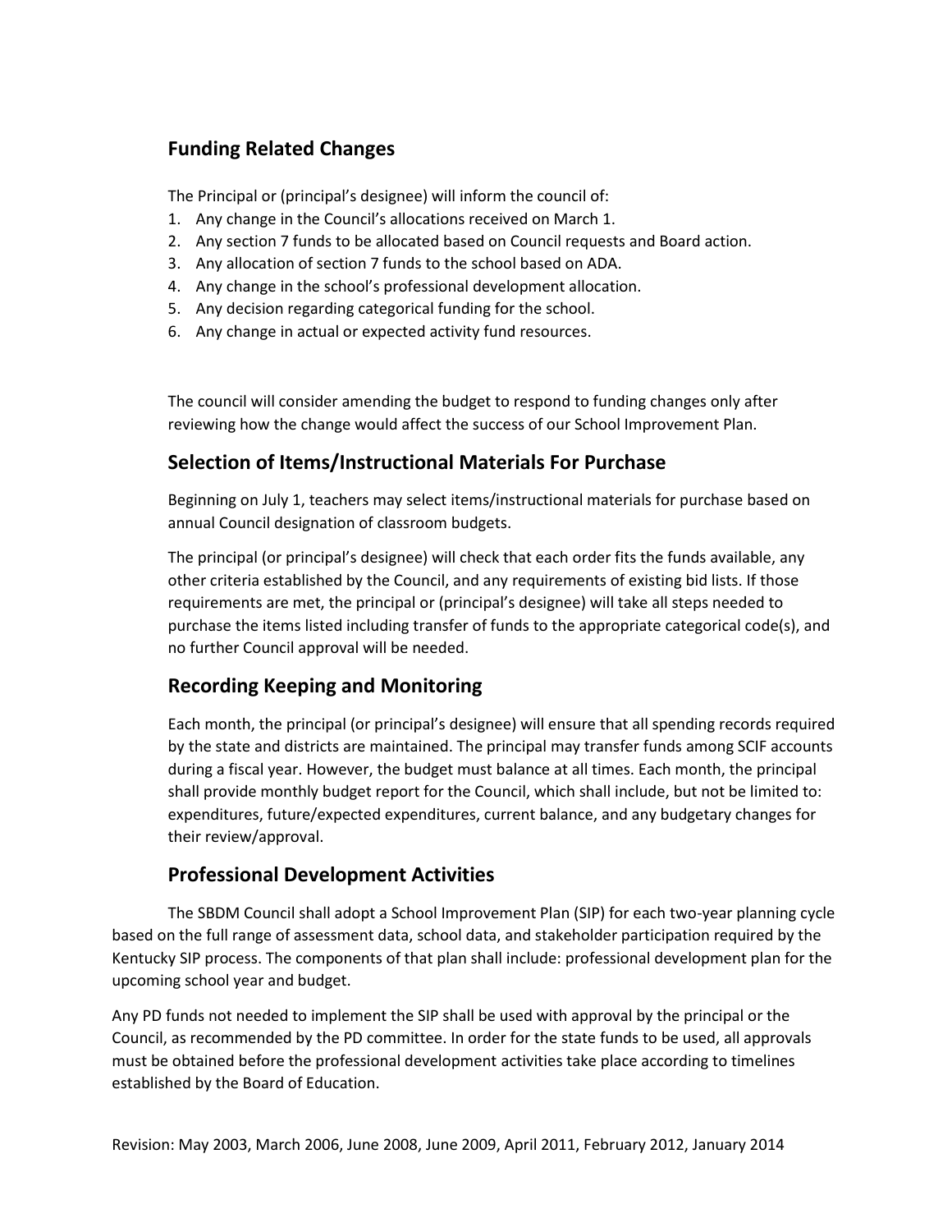## Funding Related Changes

The Principal or (principal's designee) will inform the council of:

1. Any change in the Council's allocations received on March 1.
2. Any section 7 funds to be allocated based on Council requests and Board action.
3. Any allocation of section 7 funds to the school based on ADA.
4. Any change in the school's professional development allocation.
5. Any decision regarding categorical funding for the school.
6. Any change in actual or expected activity fund resources.

The council will consider amending the budget to respond to funding changes only after reviewing how the change would affect the success of our School Improvement Plan.

## Selection of Items/Instructional Materials For Purchase

Beginning on July 1, teachers may select items/instructional materials for purchase based on annual Council designation of classroom budgets.

The principal (or principal's designee) will check that each order fits the funds available, any other criteria established by the Council, and any requirements of existing bid lists. If those requirements are met, the principal or (principal's designee) will take all steps needed to purchase the items listed including transfer of funds to the appropriate categorical code(s), and no further Council approval will be needed.

## Recording Keeping and Monitoring

Each month, the principal (or principal's designee) will ensure that all spending records required by the state and districts are maintained. The principal may transfer funds among SCIF accounts during a fiscal year. However, the budget must balance at all times. Each month, the principal shall provide monthly budget report for the Council, which shall include, but not be limited to: expenditures, future/expected expenditures, current balance, and any budgetary changes for their review/approval.

## Professional Development Activities

The SBDM Council shall adopt a School Improvement Plan (SIP) for each two-year planning cycle based on the full range of assessment data, school data, and stakeholder participation required by the Kentucky SIP process. The components of that plan shall include: professional development plan for the upcoming school year and budget.

Any PD funds not needed to implement the SIP shall be used with approval by the principal or the Council, as recommended by the PD committee. In order for the state funds to be used, all approvals must be obtained before the professional development activities take place according to timelines established by the Board of Education.

Revision: May 2003, March 2006, June 2008, June 2009, April 2011, February 2012, January 2014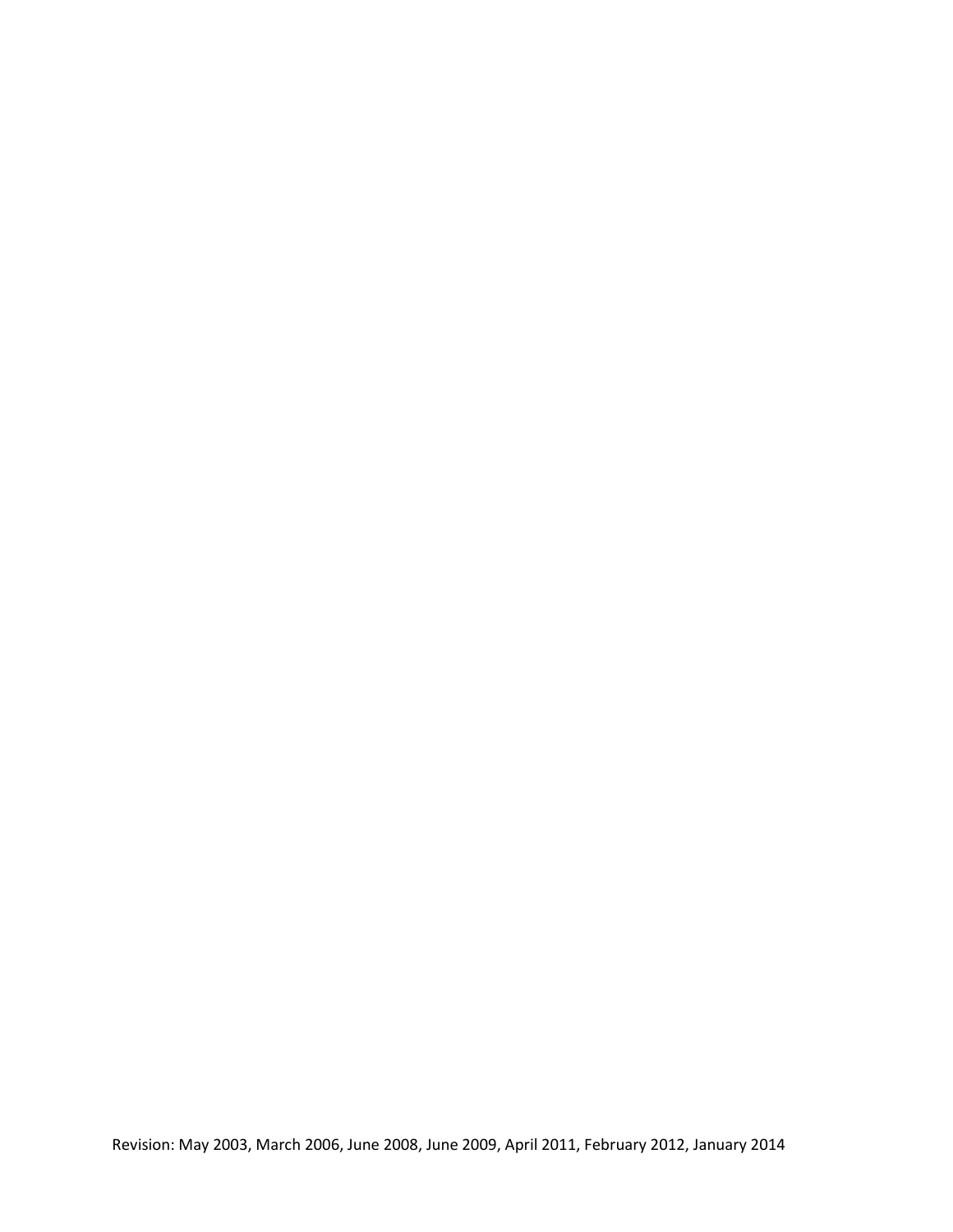Revision: May 2003, March 2006, June 2008, June 2009, April 2011, February 2012, January 2014